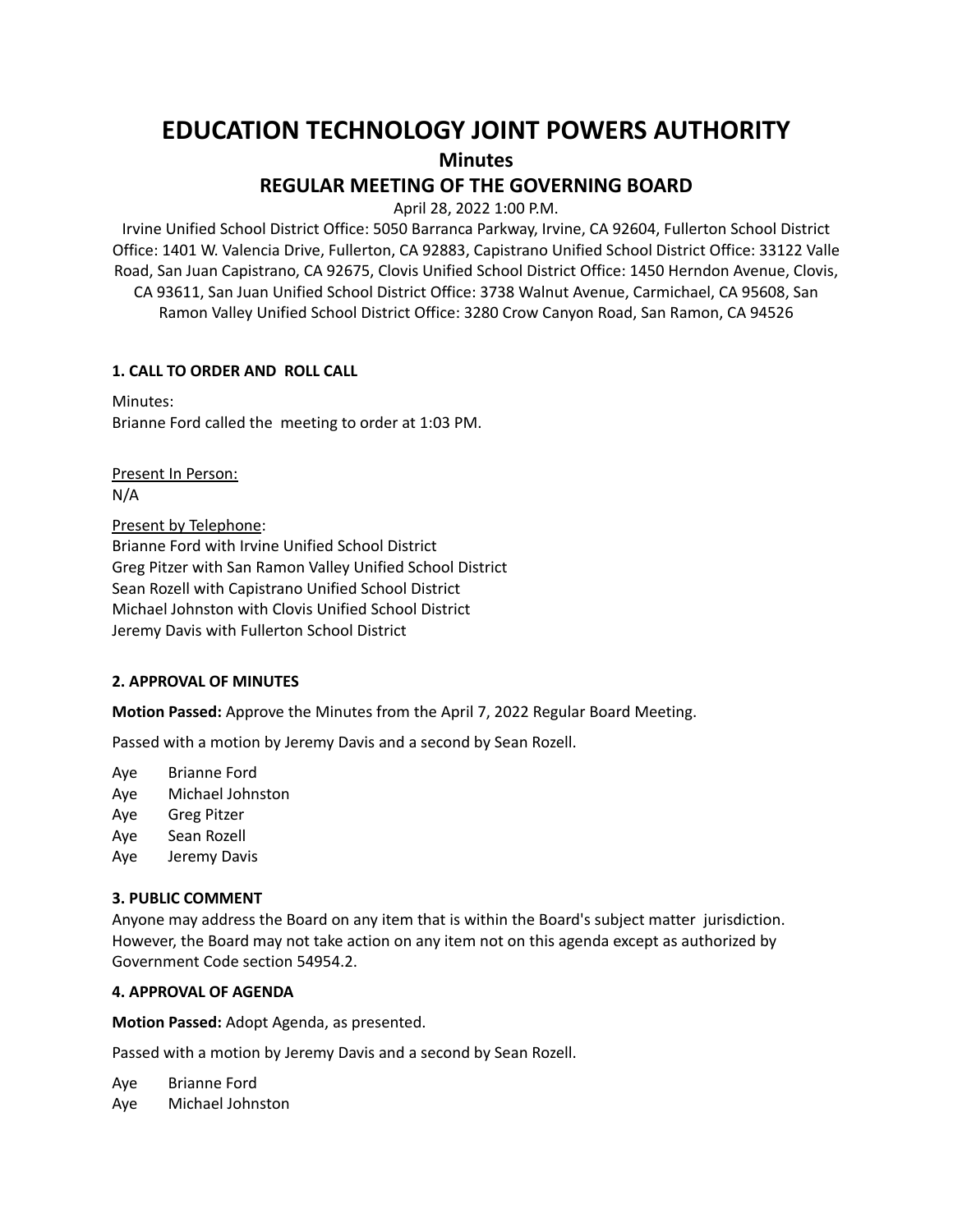# EDUCATION TECHNOLOGY JOINT POWERS AUTHORITY

## Minutes

## REGULAR MEETING OF THE GOVERNING BOARD

April 28, 2022 1:00 P.M.

Irvine Unified School District Office: 5050 Barranca Parkway, Irvine, CA 92604, Fullerton School District Office: 1401 W. Valencia Drive, Fullerton, CA 92883, Capistrano Unified School District Office: 33122 Valle Road, San Juan Capistrano, CA 92675, Clovis Unified School District Office: 1450 Herndon Avenue, Clovis, CA 93611, San Juan Unified School District Office: 3738 Walnut Avenue, Carmichael, CA 95608, San Ramon Valley Unified School District Office: 3280 Crow Canyon Road, San Ramon, CA 94526

### 1. CALL TO ORDER AND ROLL CALL

Minutes:
Brianne Ford called the meeting to order at 1:03 PM.

Present In Person:
N/A

Present by Telephone:
Brianne Ford with Irvine Unified School District
Greg Pitzer with San Ramon Valley Unified School District
Sean Rozell with Capistrano Unified School District
Michael Johnston with Clovis Unified School District
Jeremy Davis with Fullerton School District

### 2. APPROVAL OF MINUTES

**Motion Passed:** Approve the Minutes from the April 7, 2022 Regular Board Meeting.

Passed with a motion by Jeremy Davis and a second by Sean Rozell.

Aye Brianne Ford
Aye Michael Johnston
Aye Greg Pitzer
Aye Sean Rozell
Aye Jeremy Davis

### 3. PUBLIC COMMENT

Anyone may address the Board on any item that is within the Board's subject matter jurisdiction. However, the Board may not take action on any item not on this agenda except as authorized by Government Code section 54954.2.

### 4. APPROVAL OF AGENDA

**Motion Passed:** Adopt Agenda, as presented.

Passed with a motion by Jeremy Davis and a second by Sean Rozell.

Aye Brianne Ford
Aye Michael Johnston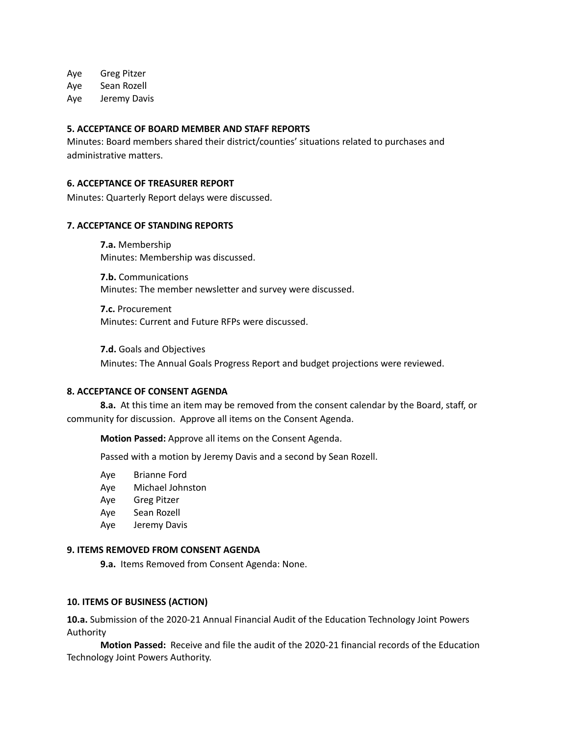Aye Greg Pitzer
Aye Sean Rozell
Aye Jeremy Davis

**5. ACCEPTANCE OF BOARD MEMBER AND STAFF REPORTS**

Minutes: Board members shared their district/counties' situations related to purchases and administrative matters.

**6. ACCEPTANCE OF TREASURER REPORT**

Minutes: Quarterly Report delays were discussed.

**7. ACCEPTANCE OF STANDING REPORTS**

**7.a.** Membership
Minutes: Membership was discussed.

**7.b.** Communications
Minutes: The member newsletter and survey were discussed.

**7.c.** Procurement
Minutes: Current and Future RFPs were discussed.

**7.d.** Goals and Objectives
Minutes: The Annual Goals Progress Report and budget projections were reviewed.

**8. ACCEPTANCE OF CONSENT AGENDA**

**8.a.** At this time an item may be removed from the consent calendar by the Board, staff, or community for discussion. Approve all items on the Consent Agenda.

**Motion Passed:** Approve all items on the Consent Agenda.

Passed with a motion by Jeremy Davis and a second by Sean Rozell.

Aye Brianne Ford
Aye Michael Johnston
Aye Greg Pitzer
Aye Sean Rozell
Aye Jeremy Davis

**9. ITEMS REMOVED FROM CONSENT AGENDA**

**9.a.** Items Removed from Consent Agenda: None.

**10. ITEMS OF BUSINESS (ACTION)**

**10.a.** Submission of the 2020-21 Annual Financial Audit of the Education Technology Joint Powers Authority

**Motion Passed:** Receive and file the audit of the 2020-21 financial records of the Education Technology Joint Powers Authority.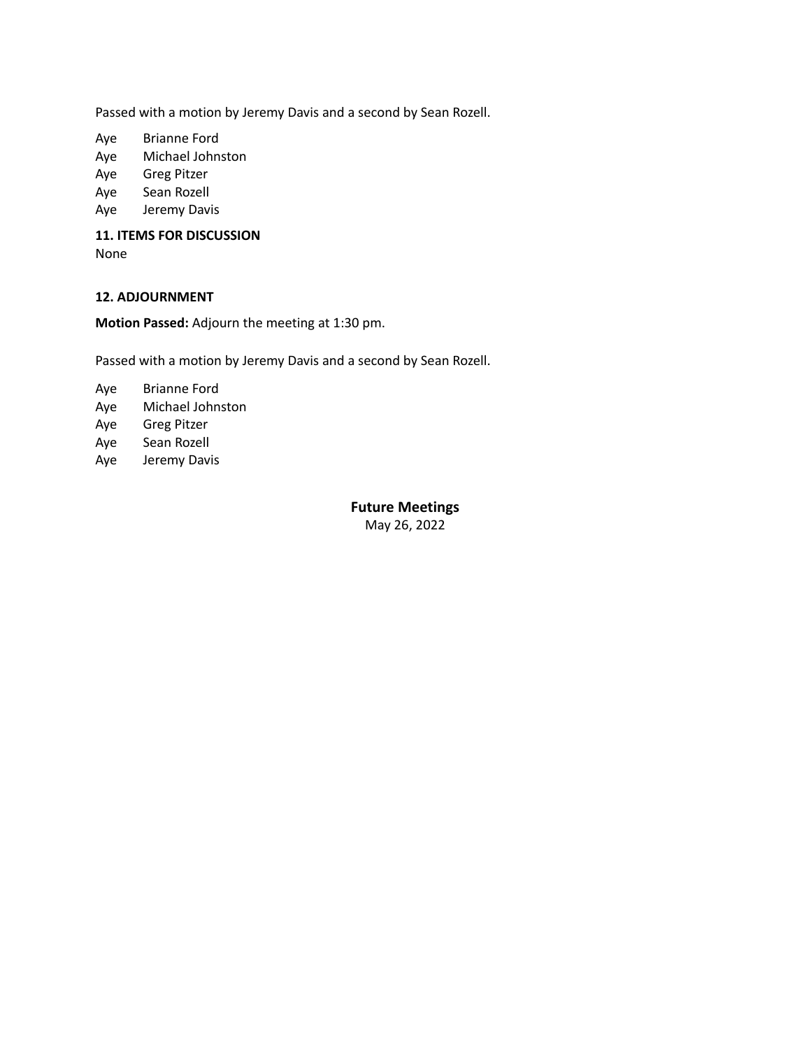Passed with a motion by Jeremy Davis and a second by Sean Rozell.

Aye Brianne Ford
Aye Michael Johnston
Aye Greg Pitzer
Aye Sean Rozell
Aye Jeremy Davis

**11. ITEMS FOR DISCUSSION**

None

**12. ADJOURNMENT**

**Motion Passed:** Adjourn the meeting at 1:30 pm.

Passed with a motion by Jeremy Davis and a second by Sean Rozell.

Aye Brianne Ford
Aye Michael Johnston
Aye Greg Pitzer
Aye Sean Rozell
Aye Jeremy Davis

**Future Meetings**

May 26, 2022